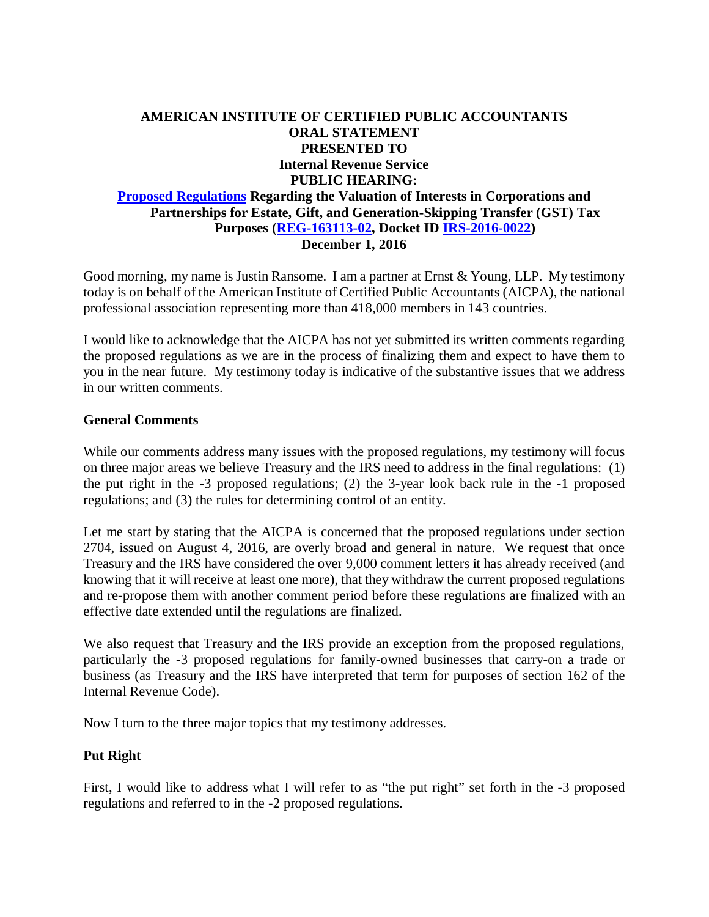**AMERICAN INSTITUTE OF CERTIFIED PUBLIC ACCOUNTANTS**
**ORAL STATEMENT**
**PRESENTED TO**
**Internal Revenue Service**
**PUBLIC HEARING:**
**[Proposed Regulations](#) Regarding the Valuation of Interests in Corporations and Partnerships for Estate, Gift, and Generation-Skipping Transfer (GST) Tax Purposes ([REG-163113-02](#), Docket ID [IRS-2016-0022](#))**
**December 1, 2016**

Good morning, my name is Justin Ransome. I am a partner at Ernst & Young, LLP. My testimony today is on behalf of the American Institute of Certified Public Accountants (AICPA), the national professional association representing more than 418,000 members in 143 countries.

I would like to acknowledge that the AICPA has not yet submitted its written comments regarding the proposed regulations as we are in the process of finalizing them and expect to have them to you in the near future. My testimony today is indicative of the substantive issues that we address in our written comments.

## General Comments

While our comments address many issues with the proposed regulations, my testimony will focus on three major areas we believe Treasury and the IRS need to address in the final regulations: (1) the put right in the -3 proposed regulations; (2) the 3-year look back rule in the -1 proposed regulations; and (3) the rules for determining control of an entity.

Let me start by stating that the AICPA is concerned that the proposed regulations under section 2704, issued on August 4, 2016, are overly broad and general in nature. We request that once Treasury and the IRS have considered the over 9,000 comment letters it has already received (and knowing that it will receive at least one more), that they withdraw the current proposed regulations and re-propose them with another comment period before these regulations are finalized with an effective date extended until the regulations are finalized.

We also request that Treasury and the IRS provide an exception from the proposed regulations, particularly the -3 proposed regulations for family-owned businesses that carry-on a trade or business (as Treasury and the IRS have interpreted that term for purposes of section 162 of the Internal Revenue Code).

Now I turn to the three major topics that my testimony addresses.

## Put Right

First, I would like to address what I will refer to as "the put right" set forth in the -3 proposed regulations and referred to in the -2 proposed regulations.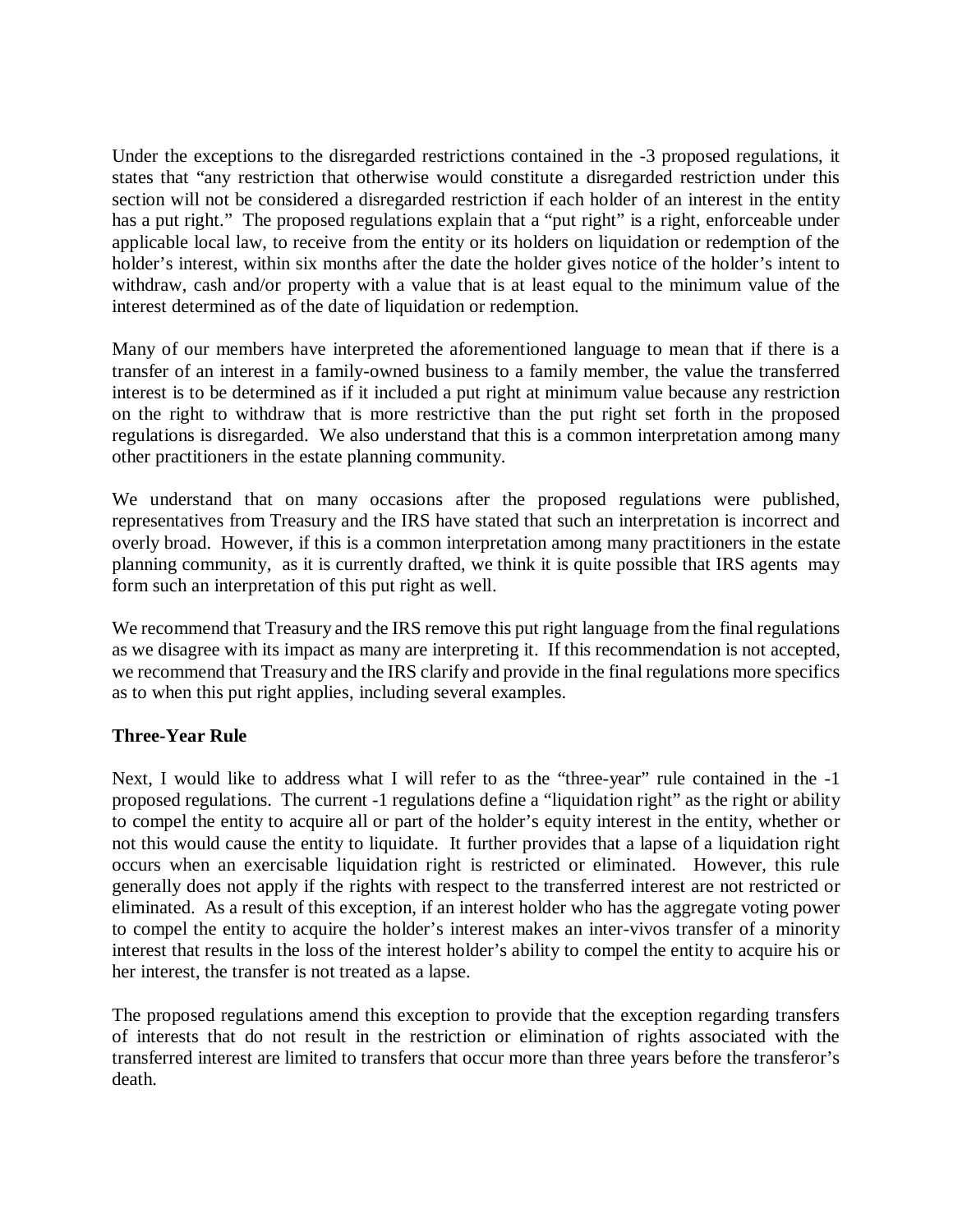Under the exceptions to the disregarded restrictions contained in the -3 proposed regulations, it states that "any restriction that otherwise would constitute a disregarded restriction under this section will not be considered a disregarded restriction if each holder of an interest in the entity has a put right." The proposed regulations explain that a "put right" is a right, enforceable under applicable local law, to receive from the entity or its holders on liquidation or redemption of the holder's interest, within six months after the date the holder gives notice of the holder's intent to withdraw, cash and/or property with a value that is at least equal to the minimum value of the interest determined as of the date of liquidation or redemption.

Many of our members have interpreted the aforementioned language to mean that if there is a transfer of an interest in a family-owned business to a family member, the value the transferred interest is to be determined as if it included a put right at minimum value because any restriction on the right to withdraw that is more restrictive than the put right set forth in the proposed regulations is disregarded. We also understand that this is a common interpretation among many other practitioners in the estate planning community.

We understand that on many occasions after the proposed regulations were published, representatives from Treasury and the IRS have stated that such an interpretation is incorrect and overly broad. However, if this is a common interpretation among many practitioners in the estate planning community, as it is currently drafted, we think it is quite possible that IRS agents may form such an interpretation of this put right as well.

We recommend that Treasury and the IRS remove this put right language from the final regulations as we disagree with its impact as many are interpreting it. If this recommendation is not accepted, we recommend that Treasury and the IRS clarify and provide in the final regulations more specifics as to when this put right applies, including several examples.

**Three-Year Rule**

Next, I would like to address what I will refer to as the "three-year" rule contained in the -1 proposed regulations. The current -1 regulations define a "liquidation right" as the right or ability to compel the entity to acquire all or part of the holder's equity interest in the entity, whether or not this would cause the entity to liquidate. It further provides that a lapse of a liquidation right occurs when an exercisable liquidation right is restricted or eliminated. However, this rule generally does not apply if the rights with respect to the transferred interest are not restricted or eliminated. As a result of this exception, if an interest holder who has the aggregate voting power to compel the entity to acquire the holder's interest makes an inter-vivos transfer of a minority interest that results in the loss of the interest holder's ability to compel the entity to acquire his or her interest, the transfer is not treated as a lapse.

The proposed regulations amend this exception to provide that the exception regarding transfers of interests that do not result in the restriction or elimination of rights associated with the transferred interest are limited to transfers that occur more than three years before the transferor's death.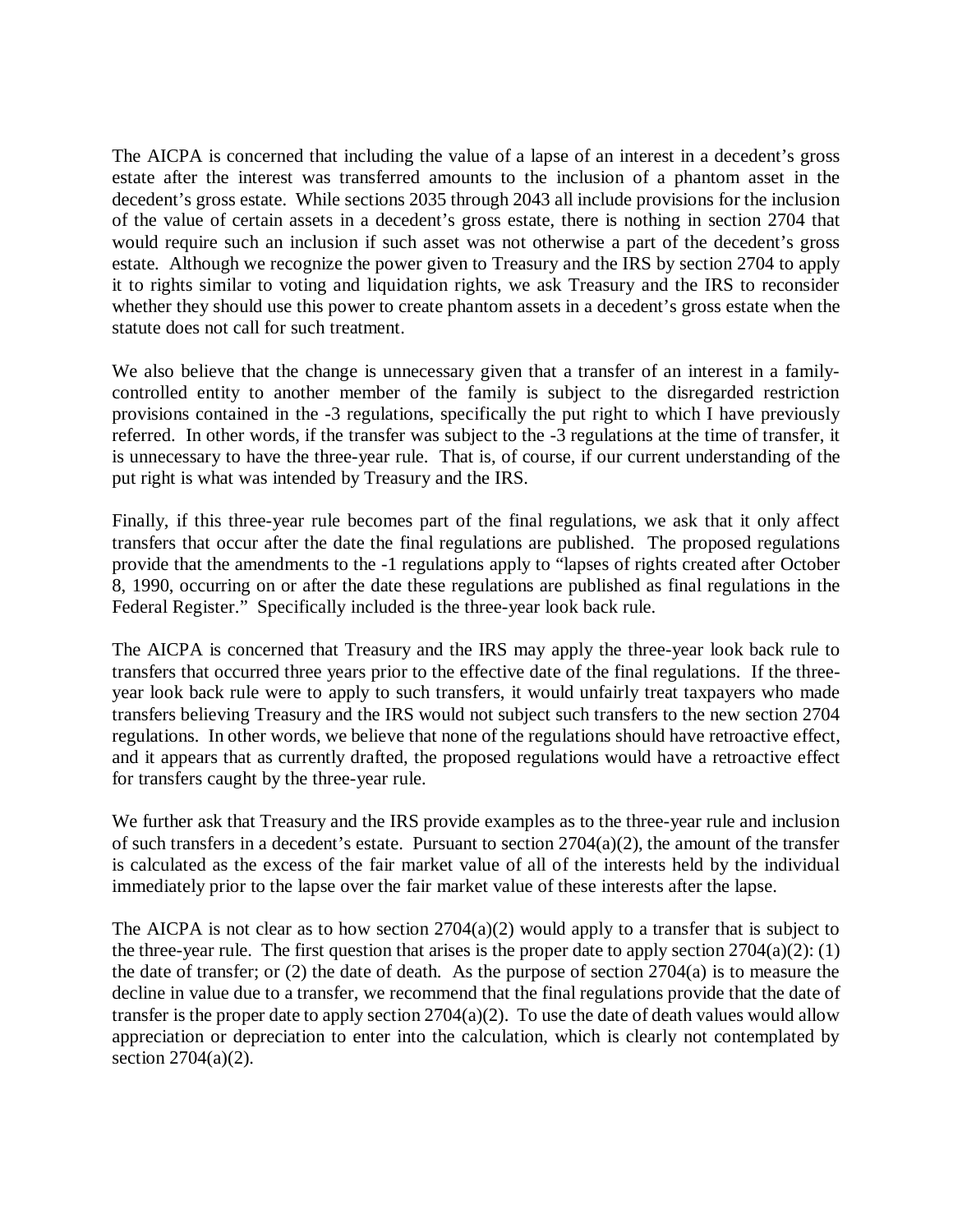The AICPA is concerned that including the value of a lapse of an interest in a decedent's gross estate after the interest was transferred amounts to the inclusion of a phantom asset in the decedent's gross estate. While sections 2035 through 2043 all include provisions for the inclusion of the value of certain assets in a decedent's gross estate, there is nothing in section 2704 that would require such an inclusion if such asset was not otherwise a part of the decedent's gross estate. Although we recognize the power given to Treasury and the IRS by section 2704 to apply it to rights similar to voting and liquidation rights, we ask Treasury and the IRS to reconsider whether they should use this power to create phantom assets in a decedent's gross estate when the statute does not call for such treatment.

We also believe that the change is unnecessary given that a transfer of an interest in a family-controlled entity to another member of the family is subject to the disregarded restriction provisions contained in the -3 regulations, specifically the put right to which I have previously referred. In other words, if the transfer was subject to the -3 regulations at the time of transfer, it is unnecessary to have the three-year rule. That is, of course, if our current understanding of the put right is what was intended by Treasury and the IRS.

Finally, if this three-year rule becomes part of the final regulations, we ask that it only affect transfers that occur after the date the final regulations are published. The proposed regulations provide that the amendments to the -1 regulations apply to "lapses of rights created after October 8, 1990, occurring on or after the date these regulations are published as final regulations in the Federal Register." Specifically included is the three-year look back rule.

The AICPA is concerned that Treasury and the IRS may apply the three-year look back rule to transfers that occurred three years prior to the effective date of the final regulations. If the three-year look back rule were to apply to such transfers, it would unfairly treat taxpayers who made transfers believing Treasury and the IRS would not subject such transfers to the new section 2704 regulations. In other words, we believe that none of the regulations should have retroactive effect, and it appears that as currently drafted, the proposed regulations would have a retroactive effect for transfers caught by the three-year rule.

We further ask that Treasury and the IRS provide examples as to the three-year rule and inclusion of such transfers in a decedent's estate. Pursuant to section 2704(a)(2), the amount of the transfer is calculated as the excess of the fair market value of all of the interests held by the individual immediately prior to the lapse over the fair market value of these interests after the lapse.

The AICPA is not clear as to how section 2704(a)(2) would apply to a transfer that is subject to the three-year rule. The first question that arises is the proper date to apply section 2704(a)(2): (1) the date of transfer; or (2) the date of death. As the purpose of section 2704(a) is to measure the decline in value due to a transfer, we recommend that the final regulations provide that the date of transfer is the proper date to apply section 2704(a)(2). To use the date of death values would allow appreciation or depreciation to enter into the calculation, which is clearly not contemplated by section 2704(a)(2).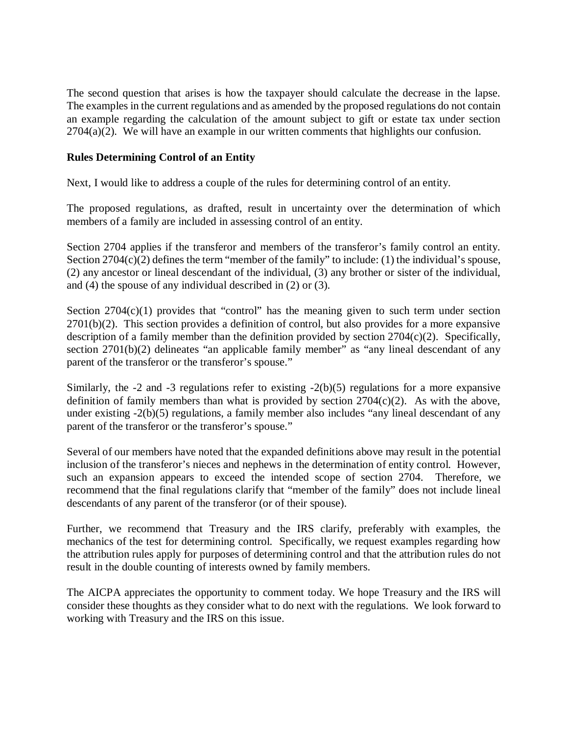The second question that arises is how the taxpayer should calculate the decrease in the lapse. The examples in the current regulations and as amended by the proposed regulations do not contain an example regarding the calculation of the amount subject to gift or estate tax under section 2704(a)(2). We will have an example in our written comments that highlights our confusion.

**Rules Determining Control of an Entity**

Next, I would like to address a couple of the rules for determining control of an entity.

The proposed regulations, as drafted, result in uncertainty over the determination of which members of a family are included in assessing control of an entity.

Section 2704 applies if the transferor and members of the transferor's family control an entity. Section 2704(c)(2) defines the term "member of the family" to include: (1) the individual's spouse, (2) any ancestor or lineal descendant of the individual, (3) any brother or sister of the individual, and (4) the spouse of any individual described in (2) or (3).

Section 2704(c)(1) provides that "control" has the meaning given to such term under section 2701(b)(2). This section provides a definition of control, but also provides for a more expansive description of a family member than the definition provided by section 2704(c)(2). Specifically, section 2701(b)(2) delineates "an applicable family member" as "any lineal descendant of any parent of the transferor or the transferor's spouse."

Similarly, the -2 and -3 regulations refer to existing -2(b)(5) regulations for a more expansive definition of family members than what is provided by section 2704(c)(2). As with the above, under existing -2(b)(5) regulations, a family member also includes "any lineal descendant of any parent of the transferor or the transferor's spouse."

Several of our members have noted that the expanded definitions above may result in the potential inclusion of the transferor's nieces and nephews in the determination of entity control. However, such an expansion appears to exceed the intended scope of section 2704. Therefore, we recommend that the final regulations clarify that "member of the family" does not include lineal descendants of any parent of the transferor (or of their spouse).

Further, we recommend that Treasury and the IRS clarify, preferably with examples, the mechanics of the test for determining control. Specifically, we request examples regarding how the attribution rules apply for purposes of determining control and that the attribution rules do not result in the double counting of interests owned by family members.

The AICPA appreciates the opportunity to comment today. We hope Treasury and the IRS will consider these thoughts as they consider what to do next with the regulations. We look forward to working with Treasury and the IRS on this issue.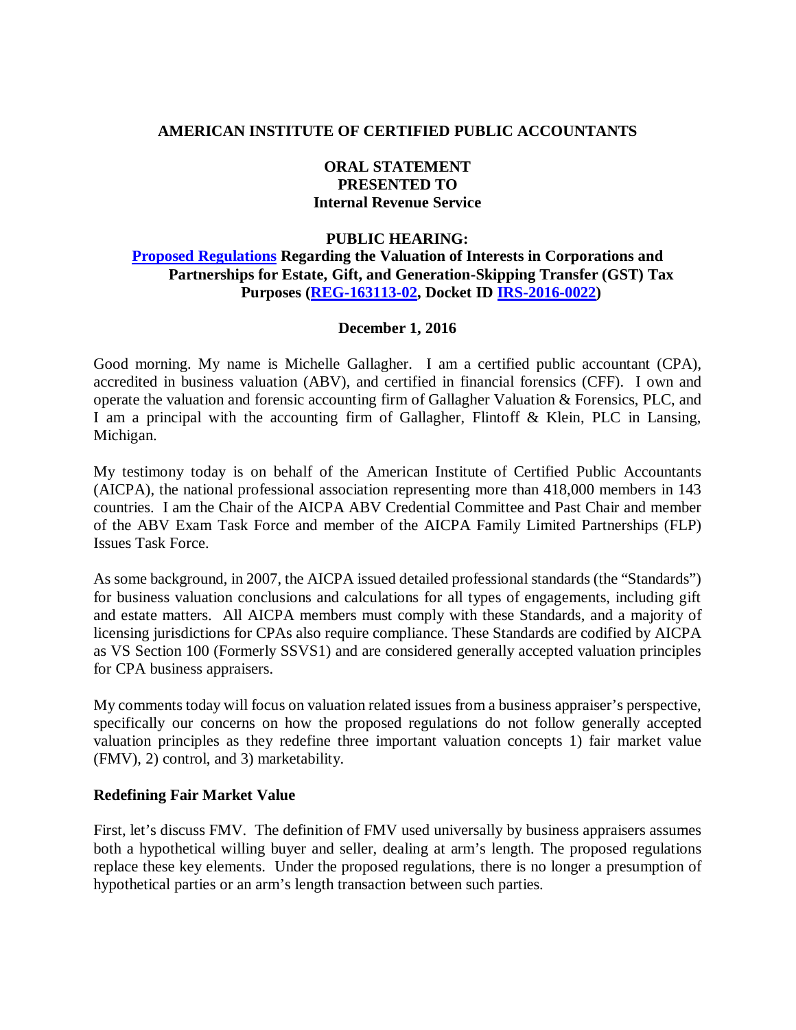**AMERICAN INSTITUTE OF CERTIFIED PUBLIC ACCOUNTANTS**

**ORAL STATEMENT**
**PRESENTED TO**
**Internal Revenue Service**

**PUBLIC HEARING:**
**[Proposed Regulations](#) Regarding the Valuation of Interests in Corporations and Partnerships for Estate, Gift, and Generation-Skipping Transfer (GST) Tax Purposes ([REG-163113-02](#), Docket ID [IRS-2016-0022](#))**

**December 1, 2016**

Good morning. My name is Michelle Gallagher. I am a certified public accountant (CPA), accredited in business valuation (ABV), and certified in financial forensics (CFF). I own and operate the valuation and forensic accounting firm of Gallagher Valuation & Forensics, PLC, and I am a principal with the accounting firm of Gallagher, Flintoff & Klein, PLC in Lansing, Michigan.

My testimony today is on behalf of the American Institute of Certified Public Accountants (AICPA), the national professional association representing more than 418,000 members in 143 countries. I am the Chair of the AICPA ABV Credential Committee and Past Chair and member of the ABV Exam Task Force and member of the AICPA Family Limited Partnerships (FLP) Issues Task Force.

As some background, in 2007, the AICPA issued detailed professional standards (the "Standards") for business valuation conclusions and calculations for all types of engagements, including gift and estate matters. All AICPA members must comply with these Standards, and a majority of licensing jurisdictions for CPAs also require compliance. These Standards are codified by AICPA as VS Section 100 (Formerly SSVS1) and are considered generally accepted valuation principles for CPA business appraisers.

My comments today will focus on valuation related issues from a business appraiser's perspective, specifically our concerns on how the proposed regulations do not follow generally accepted valuation principles as they redefine three important valuation concepts 1) fair market value (FMV), 2) control, and 3) marketability.

**Redefining Fair Market Value**

First, let's discuss FMV. The definition of FMV used universally by business appraisers assumes both a hypothetical willing buyer and seller, dealing at arm's length. The proposed regulations replace these key elements. Under the proposed regulations, there is no longer a presumption of hypothetical parties or an arm's length transaction between such parties.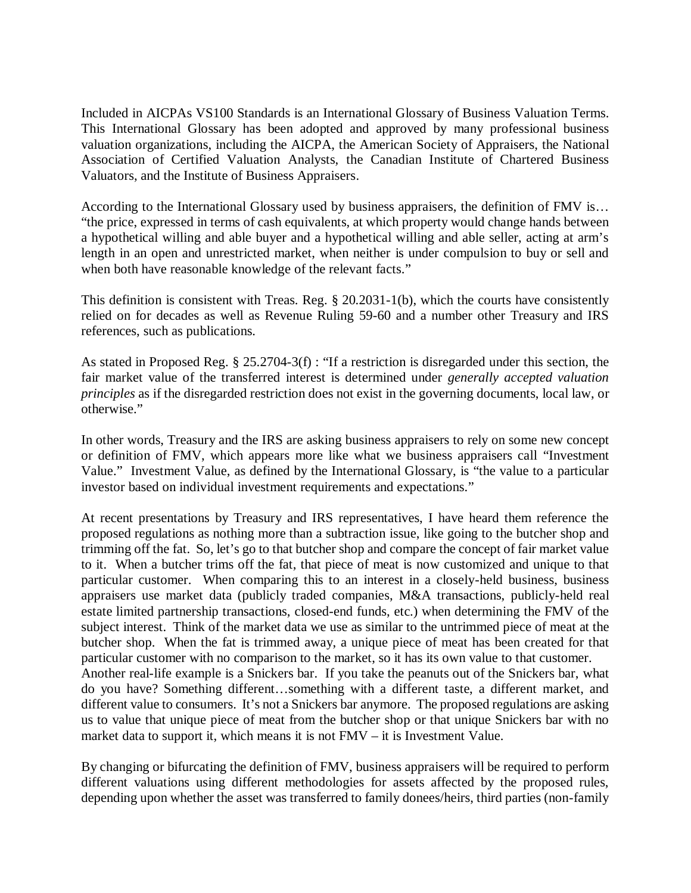Included in AICPAs VS100 Standards is an International Glossary of Business Valuation Terms. This International Glossary has been adopted and approved by many professional business valuation organizations, including the AICPA, the American Society of Appraisers, the National Association of Certified Valuation Analysts, the Canadian Institute of Chartered Business Valuators, and the Institute of Business Appraisers.

According to the International Glossary used by business appraisers, the definition of FMV is… "the price, expressed in terms of cash equivalents, at which property would change hands between a hypothetical willing and able buyer and a hypothetical willing and able seller, acting at arm's length in an open and unrestricted market, when neither is under compulsion to buy or sell and when both have reasonable knowledge of the relevant facts."

This definition is consistent with Treas. Reg. § 20.2031-1(b), which the courts have consistently relied on for decades as well as Revenue Ruling 59-60 and a number other Treasury and IRS references, such as publications.

As stated in Proposed Reg. § 25.2704-3(f) : "If a restriction is disregarded under this section, the fair market value of the transferred interest is determined under *generally accepted valuation principles* as if the disregarded restriction does not exist in the governing documents, local law, or otherwise."

In other words, Treasury and the IRS are asking business appraisers to rely on some new concept or definition of FMV, which appears more like what we business appraisers call "Investment Value." Investment Value, as defined by the International Glossary, is "the value to a particular investor based on individual investment requirements and expectations."

At recent presentations by Treasury and IRS representatives, I have heard them reference the proposed regulations as nothing more than a subtraction issue, like going to the butcher shop and trimming off the fat. So, let's go to that butcher shop and compare the concept of fair market value to it. When a butcher trims off the fat, that piece of meat is now customized and unique to that particular customer. When comparing this to an interest in a closely-held business, business appraisers use market data (publicly traded companies, M&A transactions, publicly-held real estate limited partnership transactions, closed-end funds, etc.) when determining the FMV of the subject interest. Think of the market data we use as similar to the untrimmed piece of meat at the butcher shop. When the fat is trimmed away, a unique piece of meat has been created for that particular customer with no comparison to the market, so it has its own value to that customer. Another real-life example is a Snickers bar. If you take the peanuts out of the Snickers bar, what do you have? Something different…something with a different taste, a different market, and different value to consumers. It's not a Snickers bar anymore. The proposed regulations are asking us to value that unique piece of meat from the butcher shop or that unique Snickers bar with no market data to support it, which means it is not FMV – it is Investment Value.

By changing or bifurcating the definition of FMV, business appraisers will be required to perform different valuations using different methodologies for assets affected by the proposed rules, depending upon whether the asset was transferred to family donees/heirs, third parties (non-family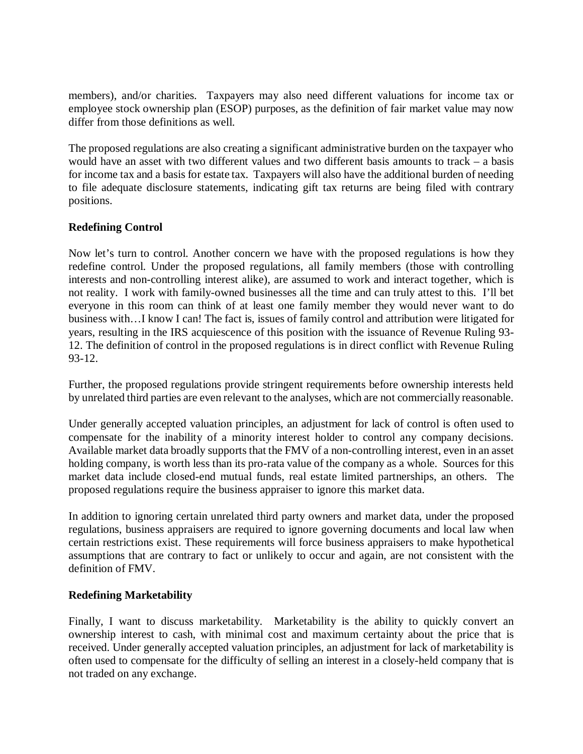members), and/or charities. Taxpayers may also need different valuations for income tax or employee stock ownership plan (ESOP) purposes, as the definition of fair market value may now differ from those definitions as well.

The proposed regulations are also creating a significant administrative burden on the taxpayer who would have an asset with two different values and two different basis amounts to track – a basis for income tax and a basis for estate tax. Taxpayers will also have the additional burden of needing to file adequate disclosure statements, indicating gift tax returns are being filed with contrary positions.

**Redefining Control**

Now let's turn to control. Another concern we have with the proposed regulations is how they redefine control. Under the proposed regulations, all family members (those with controlling interests and non-controlling interest alike), are assumed to work and interact together, which is not reality. I work with family-owned businesses all the time and can truly attest to this. I'll bet everyone in this room can think of at least one family member they would never want to do business with…I know I can! The fact is, issues of family control and attribution were litigated for years, resulting in the IRS acquiescence of this position with the issuance of Revenue Ruling 93-12. The definition of control in the proposed regulations is in direct conflict with Revenue Ruling 93-12.

Further, the proposed regulations provide stringent requirements before ownership interests held by unrelated third parties are even relevant to the analyses, which are not commercially reasonable.

Under generally accepted valuation principles, an adjustment for lack of control is often used to compensate for the inability of a minority interest holder to control any company decisions. Available market data broadly supports that the FMV of a non-controlling interest, even in an asset holding company, is worth less than its pro-rata value of the company as a whole. Sources for this market data include closed-end mutual funds, real estate limited partnerships, an others. The proposed regulations require the business appraiser to ignore this market data.

In addition to ignoring certain unrelated third party owners and market data, under the proposed regulations, business appraisers are required to ignore governing documents and local law when certain restrictions exist. These requirements will force business appraisers to make hypothetical assumptions that are contrary to fact or unlikely to occur and again, are not consistent with the definition of FMV.

**Redefining Marketability**

Finally, I want to discuss marketability. Marketability is the ability to quickly convert an ownership interest to cash, with minimal cost and maximum certainty about the price that is received. Under generally accepted valuation principles, an adjustment for lack of marketability is often used to compensate for the difficulty of selling an interest in a closely-held company that is not traded on any exchange.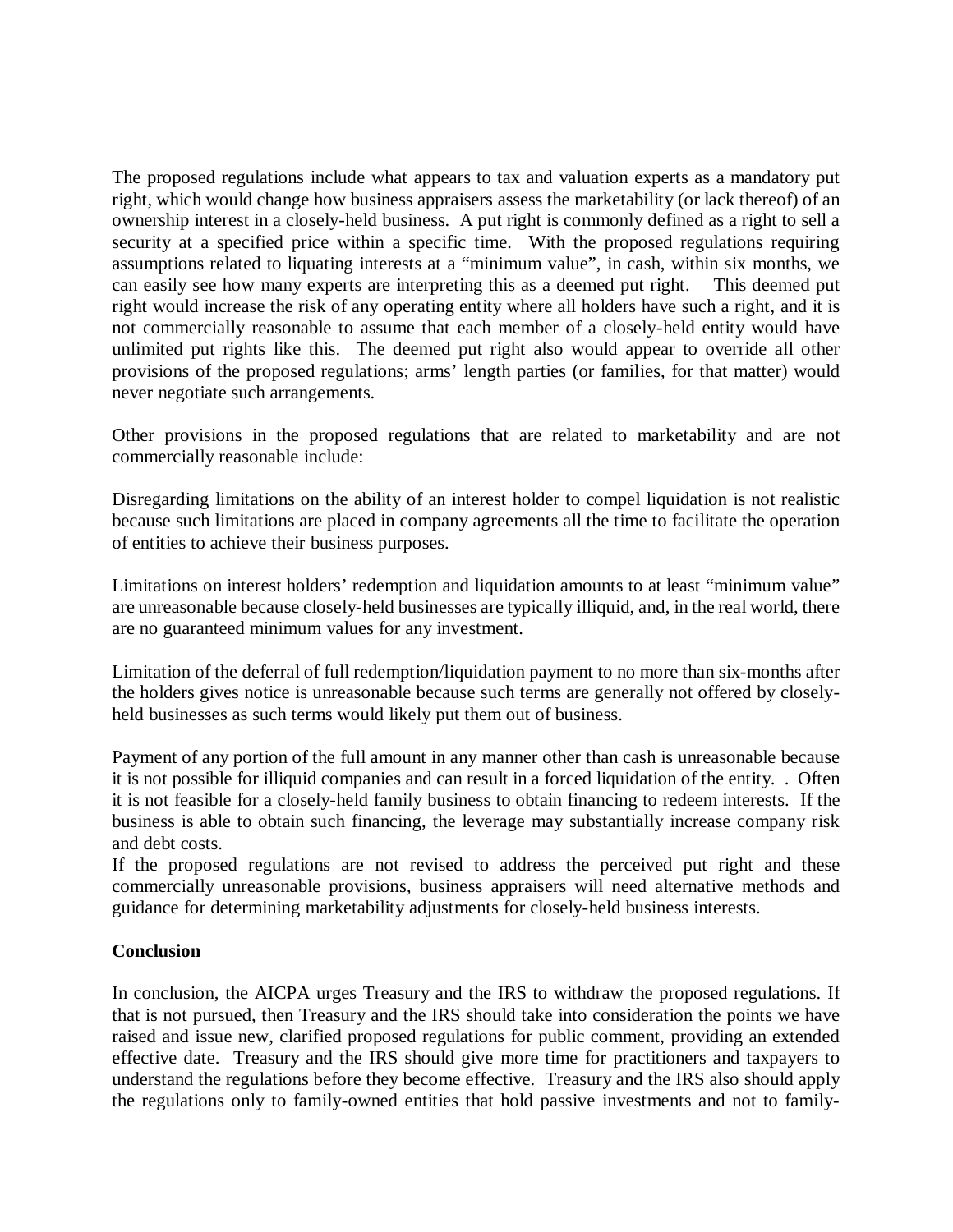The proposed regulations include what appears to tax and valuation experts as a mandatory put right, which would change how business appraisers assess the marketability (or lack thereof) of an ownership interest in a closely-held business. A put right is commonly defined as a right to sell a security at a specified price within a specific time. With the proposed regulations requiring assumptions related to liquating interests at a "minimum value", in cash, within six months, we can easily see how many experts are interpreting this as a deemed put right. This deemed put right would increase the risk of any operating entity where all holders have such a right, and it is not commercially reasonable to assume that each member of a closely-held entity would have unlimited put rights like this. The deemed put right also would appear to override all other provisions of the proposed regulations; arms' length parties (or families, for that matter) would never negotiate such arrangements.

Other provisions in the proposed regulations that are related to marketability and are not commercially reasonable include:

Disregarding limitations on the ability of an interest holder to compel liquidation is not realistic because such limitations are placed in company agreements all the time to facilitate the operation of entities to achieve their business purposes.

Limitations on interest holders' redemption and liquidation amounts to at least "minimum value" are unreasonable because closely-held businesses are typically illiquid, and, in the real world, there are no guaranteed minimum values for any investment.

Limitation of the deferral of full redemption/liquidation payment to no more than six-months after the holders gives notice is unreasonable because such terms are generally not offered by closely-held businesses as such terms would likely put them out of business.

Payment of any portion of the full amount in any manner other than cash is unreasonable because it is not possible for illiquid companies and can result in a forced liquidation of the entity. . Often it is not feasible for a closely-held family business to obtain financing to redeem interests. If the business is able to obtain such financing, the leverage may substantially increase company risk and debt costs.

If the proposed regulations are not revised to address the perceived put right and these commercially unreasonable provisions, business appraisers will need alternative methods and guidance for determining marketability adjustments for closely-held business interests.

**Conclusion**

In conclusion, the AICPA urges Treasury and the IRS to withdraw the proposed regulations. If that is not pursued, then Treasury and the IRS should take into consideration the points we have raised and issue new, clarified proposed regulations for public comment, providing an extended effective date. Treasury and the IRS should give more time for practitioners and taxpayers to understand the regulations before they become effective. Treasury and the IRS also should apply the regulations only to family-owned entities that hold passive investments and not to family-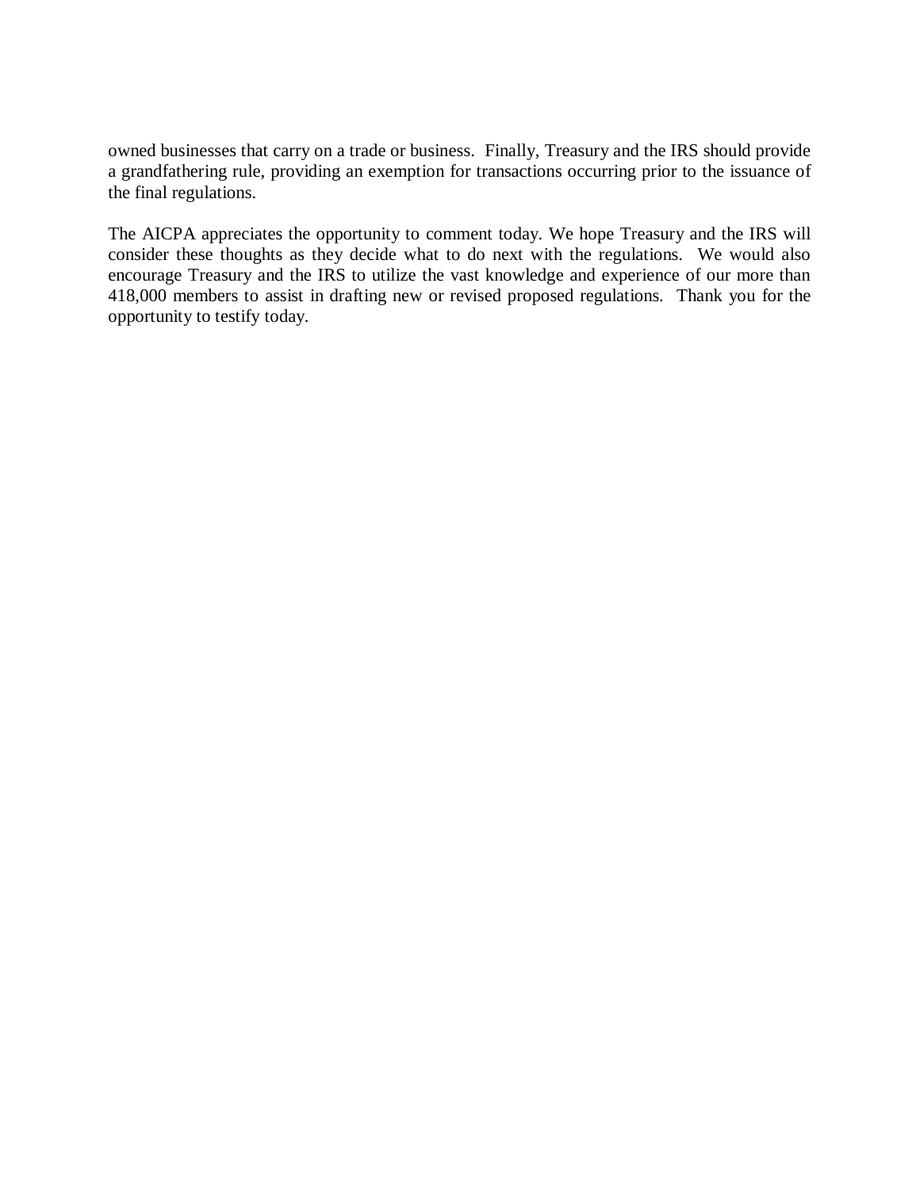owned businesses that carry on a trade or business. Finally, Treasury and the IRS should provide a grandfathering rule, providing an exemption for transactions occurring prior to the issuance of the final regulations.

The AICPA appreciates the opportunity to comment today. We hope Treasury and the IRS will consider these thoughts as they decide what to do next with the regulations. We would also encourage Treasury and the IRS to utilize the vast knowledge and experience of our more than 418,000 members to assist in drafting new or revised proposed regulations. Thank you for the opportunity to testify today.